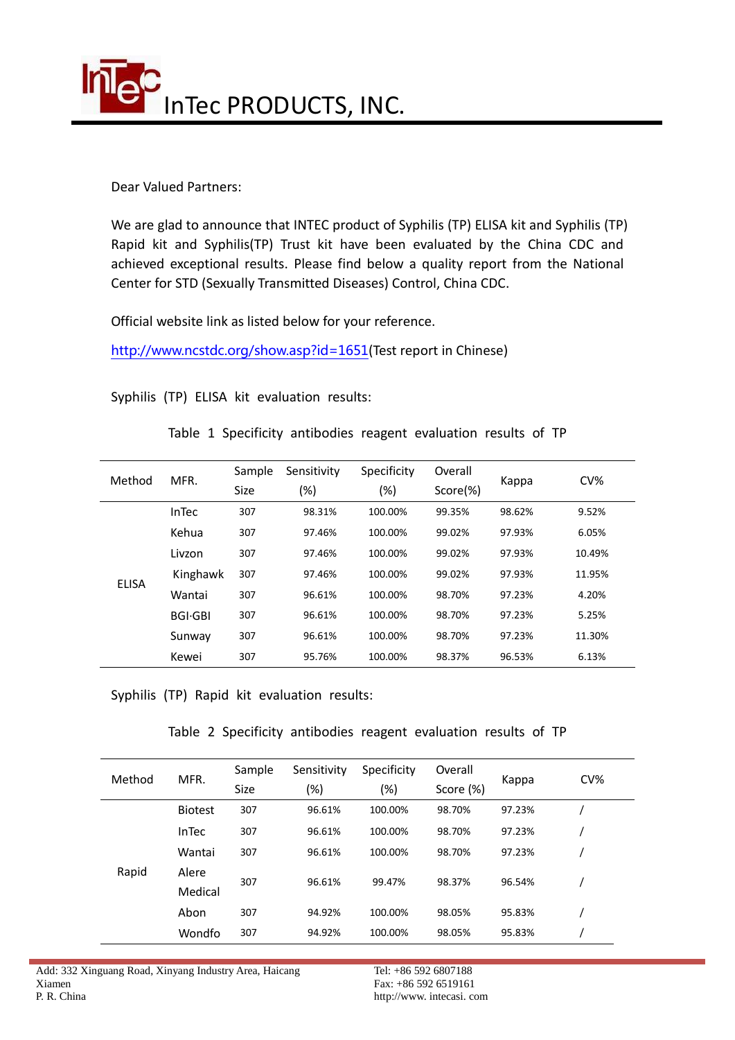# InTec PRODUCTS, INC.

Dear Valued Partners:

We are glad to announce that INTEC product of Syphilis (TP) ELISA kit and Syphilis (TP) Rapid kit and Syphilis(TP) Trust kit have been evaluated by the China CDC and achieved exceptional results. Please find below a quality report from the National Center for STD (Sexually Transmitted Diseases) Control, China CDC.

Official website link as listed below for your reference.

http://www.ncstdc.org/show.asp?id=1651(Test report in Chinese)

Syphilis (TP) ELISA kit evaluation results:

Table 1 Specificity antibodies reagent evaluation results of TP

| Method | MFR. | Sample Size | Sensitivity (%) | Specificity (%) | Overall Score(%) | Kappa | CV% |
|---|---|---|---|---|---|---|---|
| ELISA | InTec | 307 | 98.31% | 100.00% | 99.35% | 98.62% | 9.52% |
| | Kehua | 307 | 97.46% | 100.00% | 99.02% | 97.93% | 6.05% |
| | Livzon | 307 | 97.46% | 100.00% | 99.02% | 97.93% | 10.49% |
| | Kinghawk | 307 | 97.46% | 100.00% | 99.02% | 97.93% | 11.95% |
| | Wantai | 307 | 96.61% | 100.00% | 98.70% | 97.23% | 4.20% |
| | BGI·GBI | 307 | 96.61% | 100.00% | 98.70% | 97.23% | 5.25% |
| | Sunway | 307 | 96.61% | 100.00% | 98.70% | 97.23% | 11.30% |
| | Kewei | 307 | 95.76% | 100.00% | 98.37% | 96.53% | 6.13% |

Syphilis (TP) Rapid kit evaluation results:

Table 2 Specificity antibodies reagent evaluation results of TP

| Method | MFR. | Sample Size | Sensitivity (%) | Specificity (%) | Overall Score (%) | Kappa | CV% |
|---|---|---|---|---|---|---|---|
| Rapid | Biotest | 307 | 96.61% | 100.00% | 98.70% | 97.23% | / |
| | InTec | 307 | 96.61% | 100.00% | 98.70% | 97.23% | / |
| | Wantai | 307 | 96.61% | 100.00% | 98.70% | 97.23% | / |
| | Alere Medical | 307 | 96.61% | 99.47% | 98.37% | 96.54% | / |
| | Abon | 307 | 94.92% | 100.00% | 98.05% | 95.83% | / |
| | Wondfo | 307 | 94.92% | 100.00% | 98.05% | 95.83% | / |

Add: 332 Xinguang Road, Xinyang Industry Area, Haicang Xiamen P. R. China

Tel: +86 592 6807188
Fax: +86 592 6519161
http://www. intecasi. com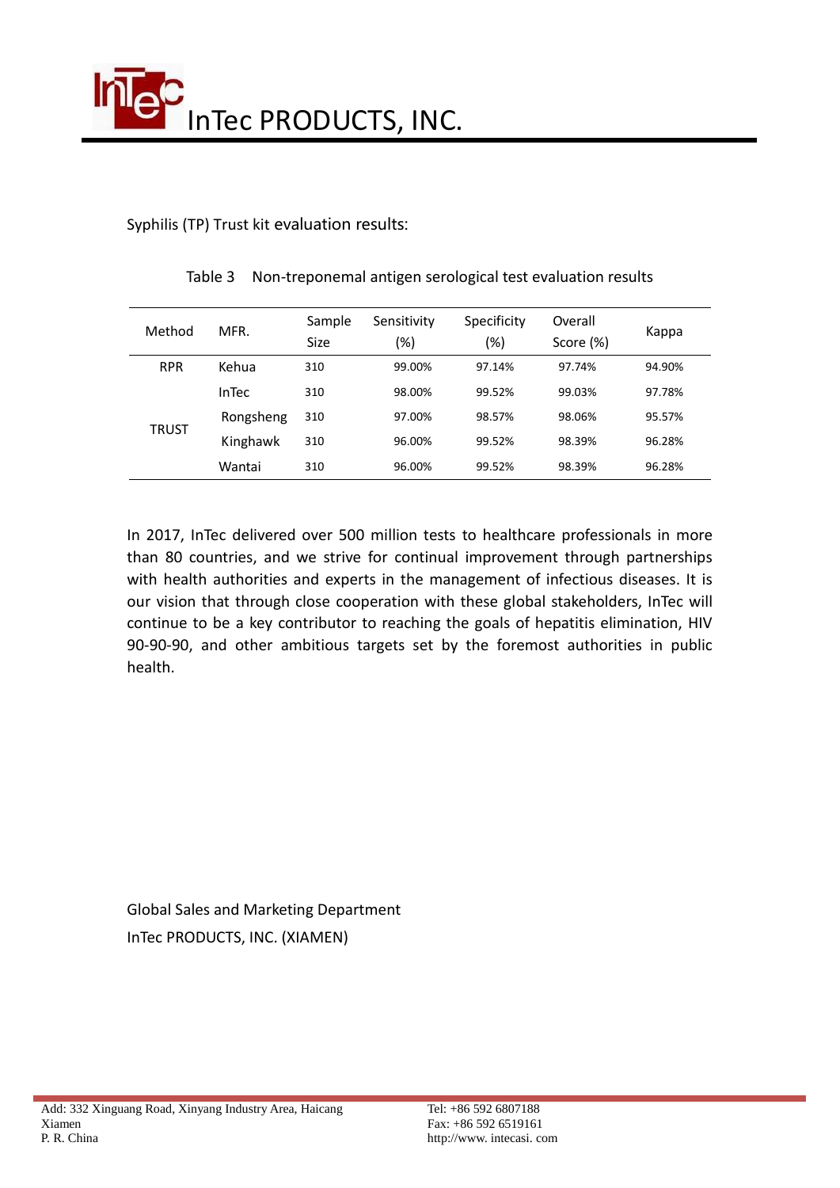Syphilis (TP) Trust kit evaluation results:

Table 3 Non-treponemal antigen serological test evaluation results

| Method | MFR. | Sample Size | Sensitivity (%) | Specificity (%) | Overall Score (%) | Kappa |
|---|---|---|---|---|---|---|
| RPR | Kehua | 310 | 99.00% | 97.14% | 97.74% | 94.90% |
| TRUST | InTec | 310 | 98.00% | 99.52% | 99.03% | 97.78% |
| | Rongsheng | 310 | 97.00% | 98.57% | 98.06% | 95.57% |
| | Kinghawk | 310 | 96.00% | 99.52% | 98.39% | 96.28% |
| | Wantai | 310 | 96.00% | 99.52% | 98.39% | 96.28% |

In 2017, InTec delivered over 500 million tests to healthcare professionals in more than 80 countries, and we strive for continual improvement through partnerships with health authorities and experts in the management of infectious diseases. It is our vision that through close cooperation with these global stakeholders, InTec will continue to be a key contributor to reaching the goals of hepatitis elimination, HIV 90-90-90, and other ambitious targets set by the foremost authorities in public health.

Global Sales and Marketing Department
InTec PRODUCTS, INC. (XIAMEN)